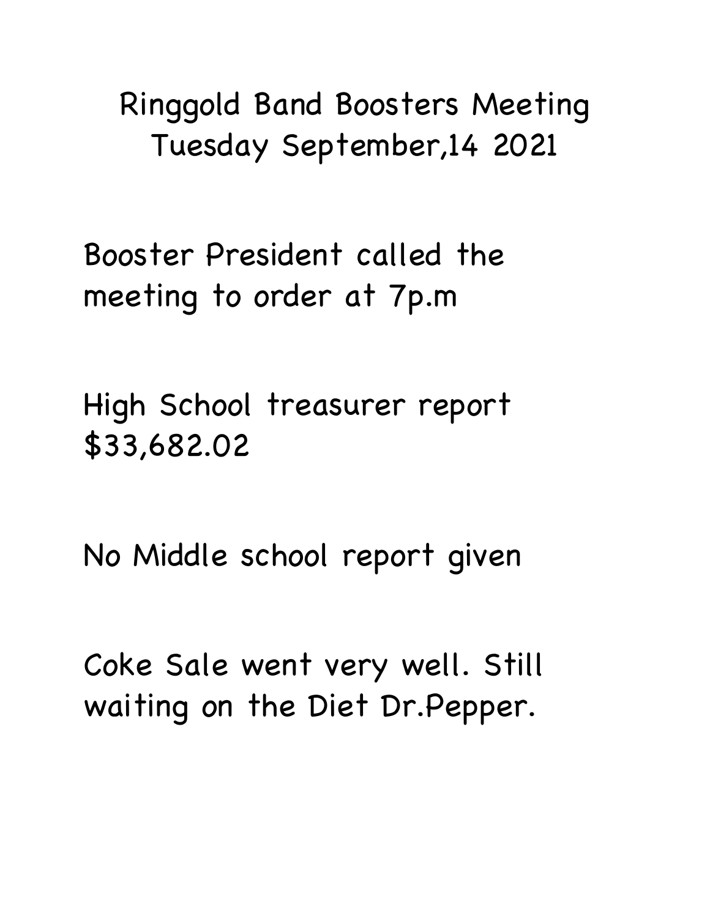# Ringgold Band Boosters Meeting
## Tuesday September,14 2021

Booster President called the meeting to order at 7p.m

High School treasurer report $33,682.02

No Middle school report given

Coke Sale went very well. Still waiting on the Diet Dr.Pepper.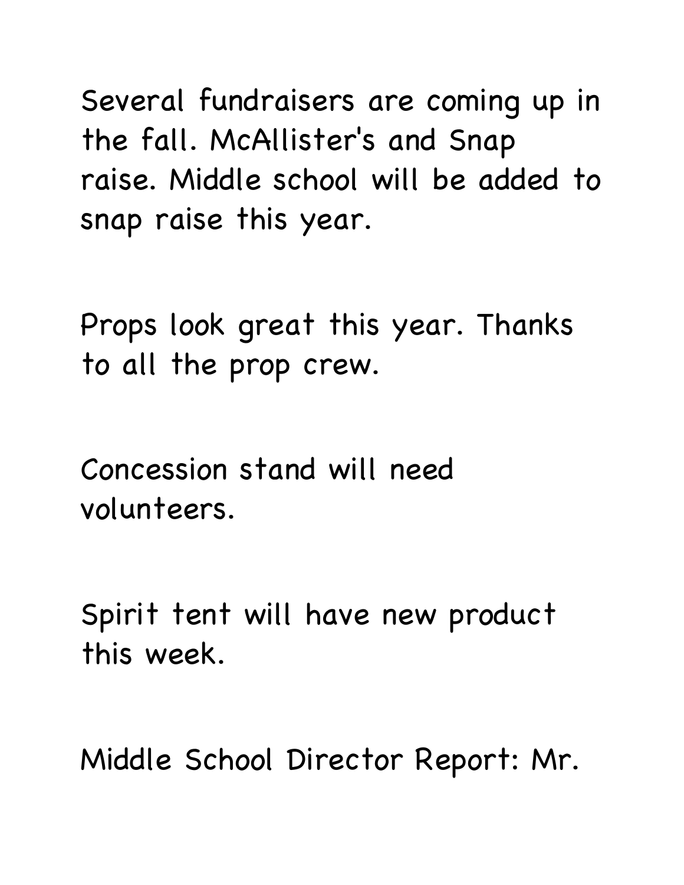Several fundraisers are coming up in the fall. McAllister's and Snap raise. Middle school will be added to snap raise this year.

Props look great this year. Thanks to all the prop crew.

Concession stand will need volunteers.

Spirit tent will have new product this week.

Middle School Director Report: Mr.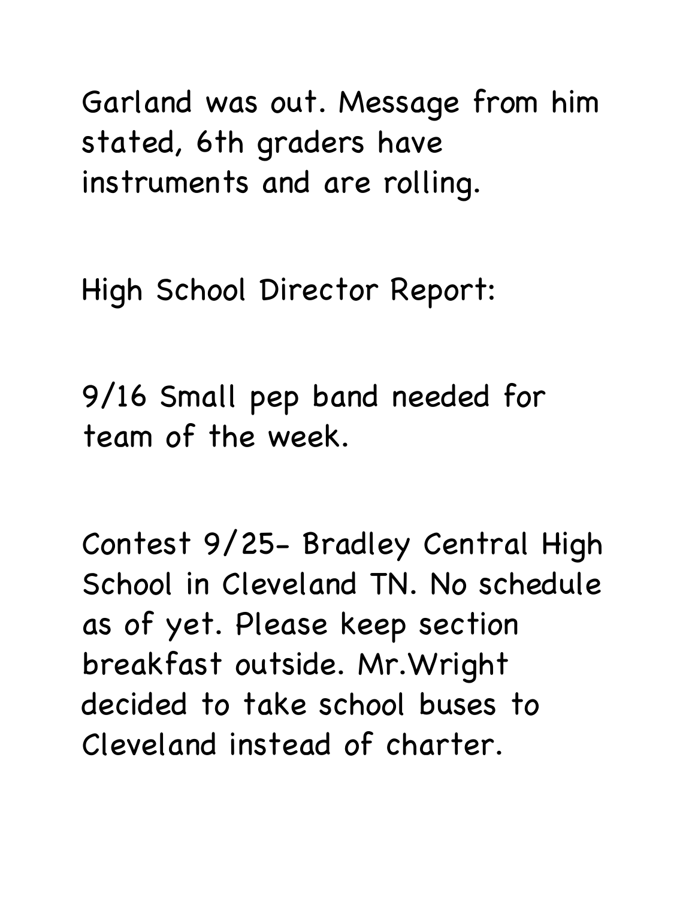Garland was out. Message from him stated, 6th graders have instruments and are rolling.

High School Director Report:

9/16 Small pep band needed for team of the week.

Contest 9/25- Bradley Central High School in Cleveland TN. No schedule as of yet. Please keep section breakfast outside. Mr.Wright decided to take school buses to Cleveland instead of charter.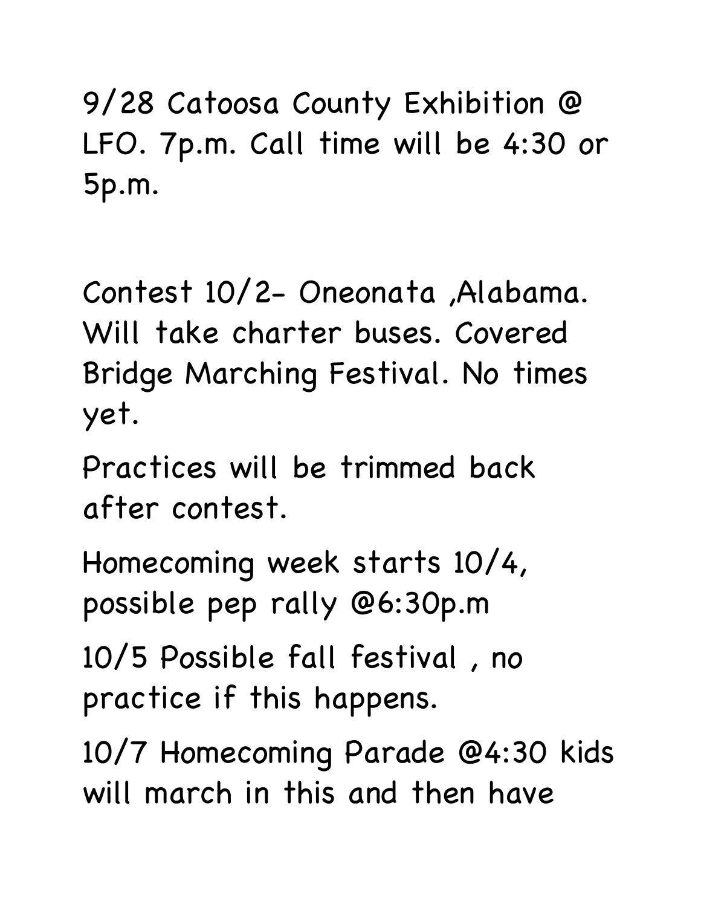9/28 Catoosa County Exhibition @ LFO. 7p.m. Call time will be 4:30 or 5p.m.

Contest 10/2- Oneonata ,Alabama. Will take charter buses. Covered Bridge Marching Festival. No times yet.

Practices will be trimmed back after contest.

Homecoming week starts 10/4, possible pep rally @6:30p.m

10/5 Possible fall festival , no practice if this happens.

10/7 Homecoming Parade @4:30 kids will march in this and then have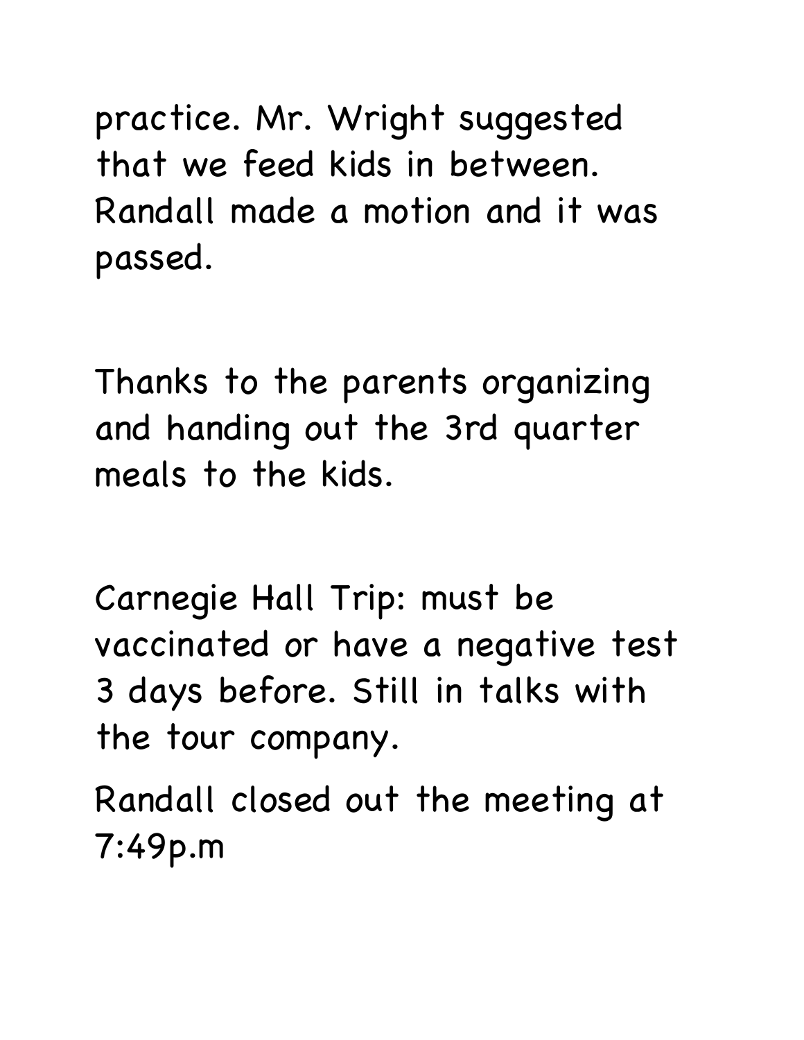practice. Mr. Wright suggested that we feed kids in between. Randall made a motion and it was passed.

Thanks to the parents organizing and handing out the 3rd quarter meals to the kids.

Carnegie Hall Trip: must be vaccinated or have a negative test 3 days before. Still in talks with the tour company.

Randall closed out the meeting at 7:49p.m